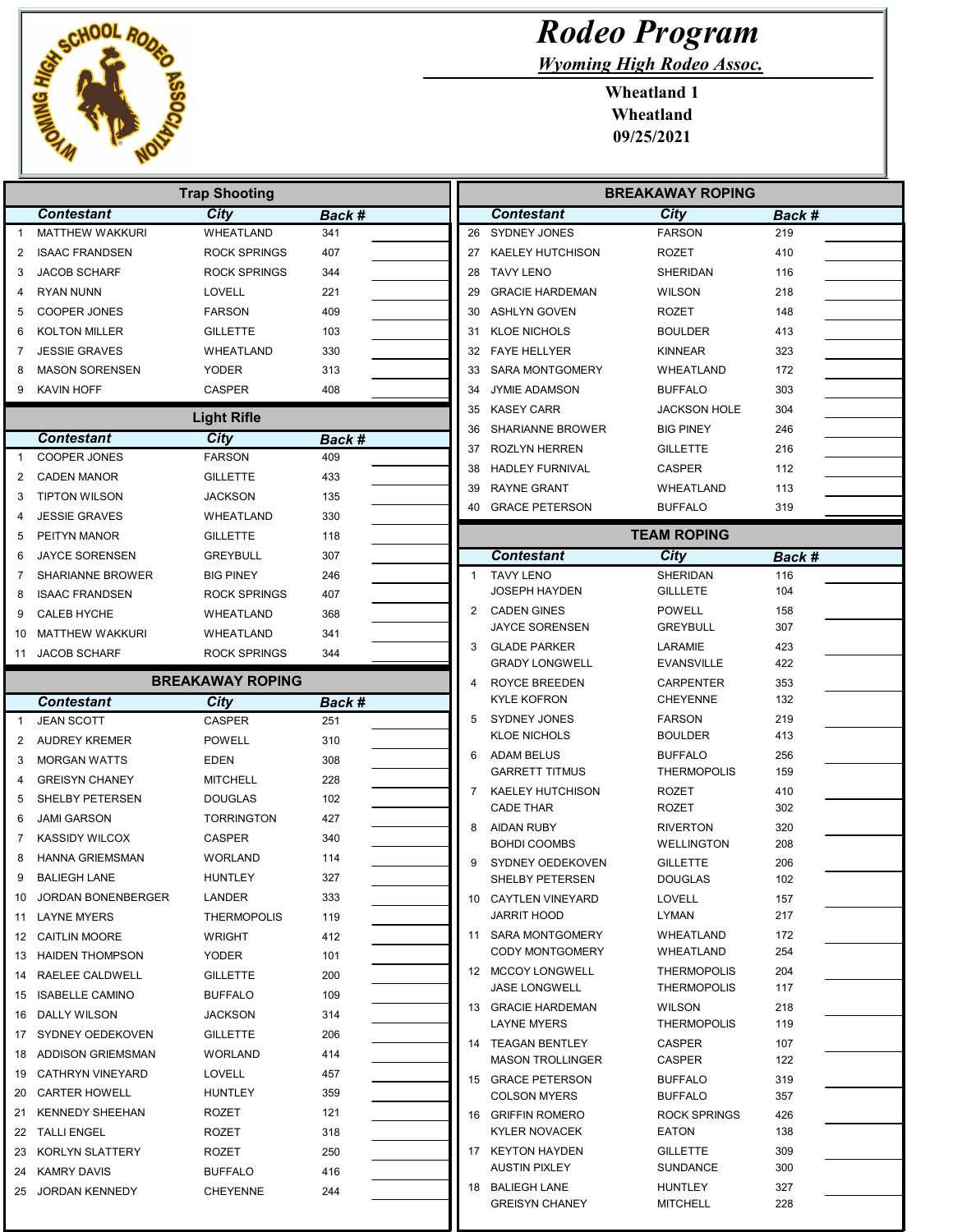# Rodeo Program

***Wyoming High Rodeo Assoc.***

**Wheatland 1**
**Wheatland**
**09/25/2021**

## Trap Shooting

| | Contestant | City | Back # | |
|---|---|---|---|---|
| 1 | MATTHEW WAKKURI | WHEATLAND | 341 | |
| 2 | ISAAC FRANDSEN | ROCK SPRINGS | 407 | |
| 3 | JACOB SCHARF | ROCK SPRINGS | 344 | |
| 4 | RYAN NUNN | LOVELL | 221 | |
| 5 | COOPER JONES | FARSON | 409 | |
| 6 | KOLTON MILLER | GILLETTE | 103 | |
| 7 | JESSIE GRAVES | WHEATLAND | 330 | |
| 8 | MASON SORENSEN | YODER | 313 | |
| 9 | KAVIN HOFF | CASPER | 408 | |

## Light Rifle

| | Contestant | City | Back # | |
|---|---|---|---|---|
| 1 | COOPER JONES | FARSON | 409 | |
| 2 | CADEN MANOR | GILLETTE | 433 | |
| 3 | TIPTON WILSON | JACKSON | 135 | |
| 4 | JESSIE GRAVES | WHEATLAND | 330 | |
| 5 | PEITYN MANOR | GILLETTE | 118 | |
| 6 | JAYCE SORENSEN | GREYBULL | 307 | |
| 7 | SHARIANNE BROWER | BIG PINEY | 246 | |
| 8 | ISAAC FRANDSEN | ROCK SPRINGS | 407 | |
| 9 | CALEB HYCHE | WHEATLAND | 368 | |
| 10 | MATTHEW WAKKURI | WHEATLAND | 341 | |
| 11 | JACOB SCHARF | ROCK SPRINGS | 344 | |

## BREAKAWAY ROPING

| | Contestant | City | Back # | |
|---|---|---|---|---|
| 1 | JEAN SCOTT | CASPER | 251 | |
| 2 | AUDREY KREMER | POWELL | 310 | |
| 3 | MORGAN WATTS | EDEN | 308 | |
| 4 | GREISYN CHANEY | MITCHELL | 228 | |
| 5 | SHELBY PETERSEN | DOUGLAS | 102 | |
| 6 | JAMI GARSON | TORRINGTON | 427 | |
| 7 | KASSIDY WILCOX | CASPER | 340 | |
| 8 | HANNA GRIEMSMAN | WORLAND | 114 | |
| 9 | BALIEGH LANE | HUNTLEY | 327 | |
| 10 | JORDAN BONENBERGER | LANDER | 333 | |
| 11 | LAYNE MYERS | THERMOPOLIS | 119 | |
| 12 | CAITLIN MOORE | WRIGHT | 412 | |
| 13 | HAIDEN THOMPSON | YODER | 101 | |
| 14 | RAELEE CALDWELL | GILLETTE | 200 | |
| 15 | ISABELLE CAMINO | BUFFALO | 109 | |
| 16 | DALLY WILSON | JACKSON | 314 | |
| 17 | SYDNEY OEDEKOVEN | GILLETTE | 206 | |
| 18 | ADDISON GRIEMSMAN | WORLAND | 414 | |
| 19 | CATHRYN VINEYARD | LOVELL | 457 | |
| 20 | CARTER HOWELL | HUNTLEY | 359 | |
| 21 | KENNEDY SHEEHAN | ROZET | 121 | |
| 22 | TALLI ENGEL | ROZET | 318 | |
| 23 | KORLYN SLATTERY | ROZET | 250 | |
| 24 | KAMRY DAVIS | BUFFALO | 416 | |
| 25 | JORDAN KENNEDY | CHEYENNE | 244 | |
| 26 | SYDNEY JONES | FARSON | 219 | |
| 27 | KAELEY HUTCHISON | ROZET | 410 | |
| 28 | TAVY LENO | SHERIDAN | 116 | |
| 29 | GRACIE HARDEMAN | WILSON | 218 | |
| 30 | ASHLYN GOVEN | ROZET | 148 | |
| 31 | KLOE NICHOLS | BOULDER | 413 | |
| 32 | FAYE HELLYER | KINNEAR | 323 | |
| 33 | SARA MONTGOMERY | WHEATLAND | 172 | |
| 34 | JYMIE ADAMSON | BUFFALO | 303 | |
| 35 | KASEY CARR | JACKSON HOLE | 304 | |
| 36 | SHARIANNE BROWER | BIG PINEY | 246 | |
| 37 | ROZLYN HERREN | GILLETTE | 216 | |
| 38 | HADLEY FURNIVAL | CASPER | 112 | |
| 39 | RAYNE GRANT | WHEATLAND | 113 | |
| 40 | GRACE PETERSON | BUFFALO | 319 | |

## TEAM ROPING

| | Contestant | City | Back # | |
|---|---|---|---|---|
| 1 | TAVY LENO | SHERIDAN | 116 | |
| | JOSEPH HAYDEN | GILLLETE | 104 | |
| 2 | CADEN GINES | POWELL | 158 | |
| | JAYCE SORENSEN | GREYBULL | 307 | |
| 3 | GLADE PARKER | LARAMIE | 423 | |
| | GRADY LONGWELL | EVANSVILLE | 422 | |
| 4 | ROYCE BREEDEN | CARPENTER | 353 | |
| | KYLE KOFRON | CHEYENNE | 132 | |
| 5 | SYDNEY JONES | FARSON | 219 | |
| | KLOE NICHOLS | BOULDER | 413 | |
| 6 | ADAM BELUS | BUFFALO | 256 | |
| | GARRETT TITMUS | THERMOPOLIS | 159 | |
| 7 | KAELEY HUTCHISON | ROZET | 410 | |
| | CADE THAR | ROZET | 302 | |
| 8 | AIDAN RUBY | RIVERTON | 320 | |
| | BOHDI COOMBS | WELLINGTON | 208 | |
| 9 | SYDNEY OEDEKOVEN | GILLETTE | 206 | |
| | SHELBY PETERSEN | DOUGLAS | 102 | |
| 10 | CAYTLEN VINEYARD | LOVELL | 157 | |
| | JARRIT HOOD | LYMAN | 217 | |
| 11 | SARA MONTGOMERY | WHEATLAND | 172 | |
| | CODY MONTGOMERY | WHEATLAND | 254 | |
| 12 | MCCOY LONGWELL | THERMOPOLIS | 204 | |
| | JASE LONGWELL | THERMOPOLIS | 117 | |
| 13 | GRACIE HARDEMAN | WILSON | 218 | |
| | LAYNE MYERS | THERMOPOLIS | 119 | |
| 14 | TEAGAN BENTLEY | CASPER | 107 | |
| | MASON TROLLINGER | CASPER | 122 | |
| 15 | GRACE PETERSON | BUFFALO | 319 | |
| | COLSON MYERS | BUFFALO | 357 | |
| 16 | GRIFFIN ROMERO | ROCK SPRINGS | 426 | |
| | KYLER NOVACEK | EATON | 138 | |
| 17 | KEYTON HAYDEN | GILLETTE | 309 | |
| | AUSTIN PIXLEY | SUNDANCE | 300 | |
| 18 | BALIEGH LANE | HUNTLEY | 327 | |
| | GREISYN CHANEY | MITCHELL | 228 | |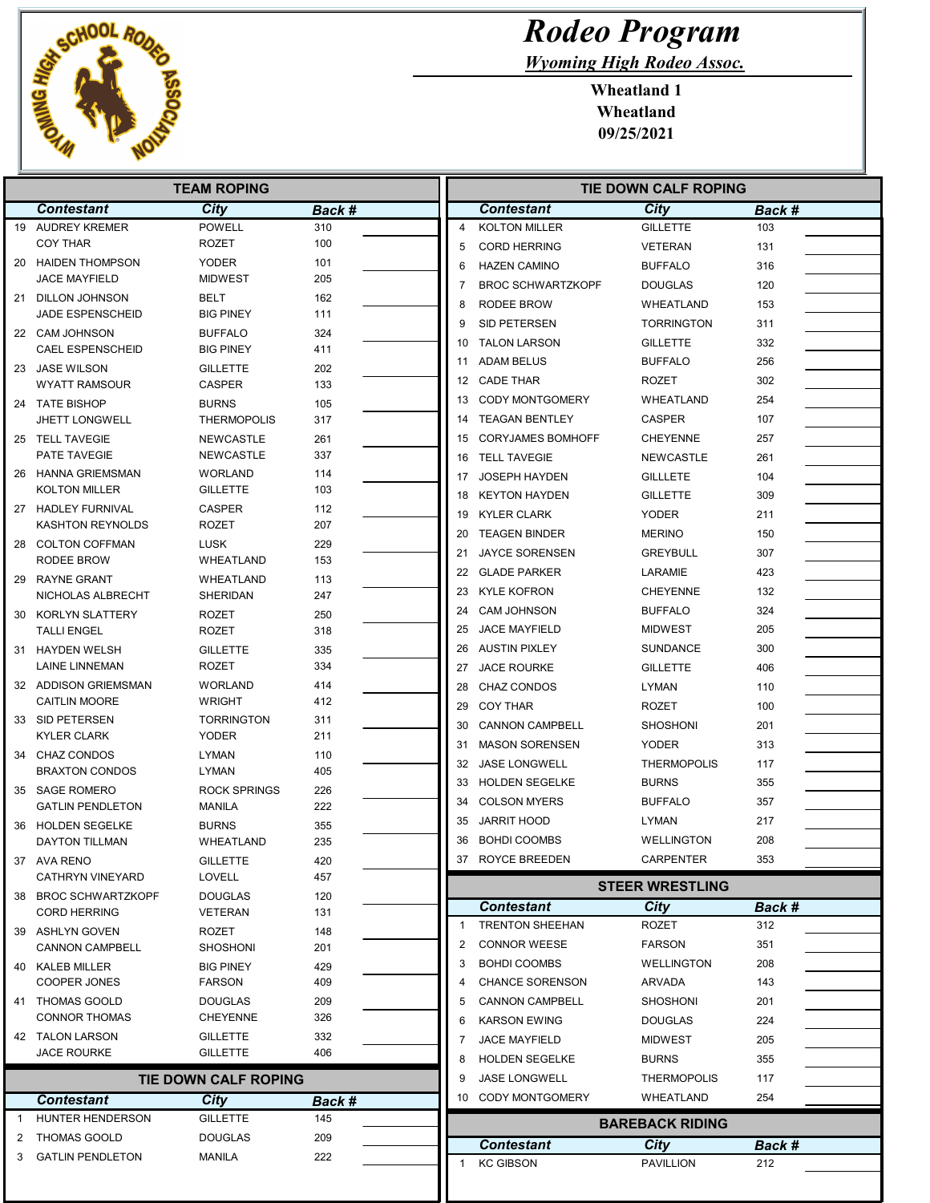# Rodeo Program

*Wyoming High Rodeo Assoc.*

**Wheatland 1**
**Wheatland**
**09/25/2021**

## TEAM ROPING

| | Contestant | City | Back # |
|---|---|---|---|
| 19 | AUDREY KREMER | POWELL | 310 |
| | COY THAR | ROZET | 100 |
| 20 | HAIDEN THOMPSON | YODER | 101 |
| | JACE MAYFIELD | MIDWEST | 205 |
| 21 | DILLON JOHNSON | BELT | 162 |
| | JADE ESPENSCHEID | BIG PINEY | 111 |
| 22 | CAM JOHNSON | BUFFALO | 324 |
| | CAEL ESPENSCHEID | BIG PINEY | 411 |
| 23 | JASE WILSON | GILLETTE | 202 |
| | WYATT RAMSOUR | CASPER | 133 |
| 24 | TATE BISHOP | BURNS | 105 |
| | JHETT LONGWELL | THERMOPOLIS | 317 |
| 25 | TELL TAVEGIE | NEWCASTLE | 261 |
| | PATE TAVEGIE | NEWCASTLE | 337 |
| 26 | HANNA GRIEMSMAN | WORLAND | 114 |
| | KOLTON MILLER | GILLETTE | 103 |
| 27 | HADLEY FURNIVAL | CASPER | 112 |
| | KASHTON REYNOLDS | ROZET | 207 |
| 28 | COLTON COFFMAN | LUSK | 229 |
| | RODEE BROW | WHEATLAND | 153 |
| 29 | RAYNE GRANT | WHEATLAND | 113 |
| | NICHOLAS ALBRECHT | SHERIDAN | 247 |
| 30 | KORLYN SLATTERY | ROZET | 250 |
| | TALLI ENGEL | ROZET | 318 |
| 31 | HAYDEN WELSH | GILLETTE | 335 |
| | LAINE LINNEMAN | ROZET | 334 |
| 32 | ADDISON GRIEMSMAN | WORLAND | 414 |
| | CAITLIN MOORE | WRIGHT | 412 |
| 33 | SID PETERSEN | TORRINGTON | 311 |
| | KYLER CLARK | YODER | 211 |
| 34 | CHAZ CONDOS | LYMAN | 110 |
| | BRAXTON CONDOS | LYMAN | 405 |
| 35 | SAGE ROMERO | ROCK SPRINGS | 226 |
| | GATLIN PENDLETON | MANILA | 222 |
| 36 | HOLDEN SEGELKE | BURNS | 355 |
| | DAYTON TILLMAN | WHEATLAND | 235 |
| 37 | AVA RENO | GILLETTE | 420 |
| | CATHRYN VINEYARD | LOVELL | 457 |
| 38 | BROC SCHWARTZKOPF | DOUGLAS | 120 |
| | CORD HERRING | VETERAN | 131 |
| 39 | ASHLYN GOVEN | ROZET | 148 |
| | CANNON CAMPBELL | SHOSHONI | 201 |
| 40 | KALEB MILLER | BIG PINEY | 429 |
| | COOPER JONES | FARSON | 409 |
| 41 | THOMAS GOOLD | DOUGLAS | 209 |
| | CONNOR THOMAS | CHEYENNE | 326 |
| 42 | TALON LARSON | GILLETTE | 332 |
| | JACE ROURKE | GILLETTE | 406 |

## TIE DOWN CALF ROPING

| | Contestant | City | Back # |
|---|---|---|---|
| 1 | HUNTER HENDERSON | GILLETTE | 145 |
| 2 | THOMAS GOOLD | DOUGLAS | 209 |
| 3 | GATLIN PENDLETON | MANILA | 222 |
| 4 | KOLTON MILLER | GILLETTE | 103 |
| 5 | CORD HERRING | VETERAN | 131 |
| 6 | HAZEN CAMINO | BUFFALO | 316 |
| 7 | BROC SCHWARTZKOPF | DOUGLAS | 120 |
| 8 | RODEE BROW | WHEATLAND | 153 |
| 9 | SID PETERSEN | TORRINGTON | 311 |
| 10 | TALON LARSON | GILLETTE | 332 |
| 11 | ADAM BELUS | BUFFALO | 256 |
| 12 | CADE THAR | ROZET | 302 |
| 13 | CODY MONTGOMERY | WHEATLAND | 254 |
| 14 | TEAGAN BENTLEY | CASPER | 107 |
| 15 | CORYJAMES BOMHOFF | CHEYENNE | 257 |
| 16 | TELL TAVEGIE | NEWCASTLE | 261 |
| 17 | JOSEPH HAYDEN | GILLLETTE | 104 |
| 18 | KEYTON HAYDEN | GILLETTE | 309 |
| 19 | KYLER CLARK | YODER | 211 |
| 20 | TEAGEN BINDER | MERINO | 150 |
| 21 | JAYCE SORENSEN | GREYBULL | 307 |
| 22 | GLADE PARKER | LARAMIE | 423 |
| 23 | KYLE KOFRON | CHEYENNE | 132 |
| 24 | CAM JOHNSON | BUFFALO | 324 |
| 25 | JACE MAYFIELD | MIDWEST | 205 |
| 26 | AUSTIN PIXLEY | SUNDANCE | 300 |
| 27 | JACE ROURKE | GILLETTE | 406 |
| 28 | CHAZ CONDOS | LYMAN | 110 |
| 29 | COY THAR | ROZET | 100 |
| 30 | CANNON CAMPBELL | SHOSHONI | 201 |
| 31 | MASON SORENSEN | YODER | 313 |
| 32 | JASE LONGWELL | THERMOPOLIS | 117 |
| 33 | HOLDEN SEGELKE | BURNS | 355 |
| 34 | COLSON MYERS | BUFFALO | 357 |
| 35 | JARRIT HOOD | LYMAN | 217 |
| 36 | BOHDI COOMBS | WELLINGTON | 208 |
| 37 | ROYCE BREEDEN | CARPENTER | 353 |

## STEER WRESTLING

| | Contestant | City | Back # |
|---|---|---|---|
| 1 | TRENTON SHEEHAN | ROZET | 312 |
| 2 | CONNOR WEESE | FARSON | 351 |
| 3 | BOHDI COOMBS | WELLINGTON | 208 |
| 4 | CHANCE SORENSON | ARVADA | 143 |
| 5 | CANNON CAMPBELL | SHOSHONI | 201 |
| 6 | KARSON EWING | DOUGLAS | 224 |
| 7 | JACE MAYFIELD | MIDWEST | 205 |
| 8 | HOLDEN SEGELKE | BURNS | 355 |
| 9 | JASE LONGWELL | THERMOPOLIS | 117 |
| 10 | CODY MONTGOMERY | WHEATLAND | 254 |

## BAREBACK RIDING

| | Contestant | City | Back # |
|---|---|---|---|
| 1 | KC GIBSON | PAVILLION | 212 |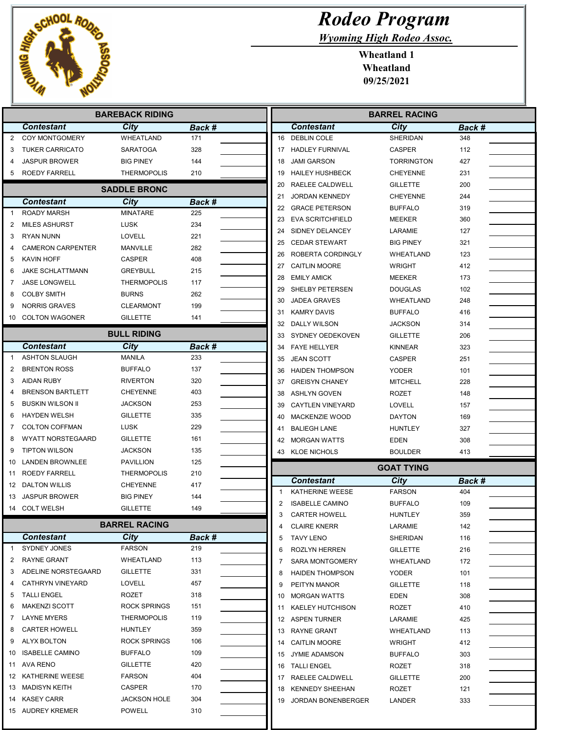# Rodeo Program

*Wyoming High Rodeo Assoc.*

**Wheatland 1**
**Wheatland**
**09/25/2021**

## BAREBACK RIDING

| | Contestant | City | Back # | |
|---|---|---|---|---|
| 2 | COY MONTGOMERY | WHEATLAND | 171 | |
| 3 | TUKER CARRICATO | SARATOGA | 328 | |
| 4 | JASPUR BROWER | BIG PINEY | 144 | |
| 5 | ROEDY FARRELL | THERMOPOLIS | 210 | |

## SADDLE BRONC

| | Contestant | City | Back # | |
|---|---|---|---|---|
| 1 | ROADY MARSH | MINATARE | 225 | |
| 2 | MILES ASHURST | LUSK | 234 | |
| 3 | RYAN NUNN | LOVELL | 221 | |
| 4 | CAMERON CARPENTER | MANVILLE | 282 | |
| 5 | KAVIN HOFF | CASPER | 408 | |
| 6 | JAKE SCHLATTMANN | GREYBULL | 215 | |
| 7 | JASE LONGWELL | THERMOPOLIS | 117 | |
| 8 | COLBY SMITH | BURNS | 262 | |
| 9 | NORRIS GRAVES | CLEARMONT | 199 | |
| 10 | COLTON WAGONER | GILLETTE | 141 | |

## BULL RIDING

| | Contestant | City | Back # | |
|---|---|---|---|---|
| 1 | ASHTON SLAUGH | MANILA | 233 | |
| 2 | BRENTON ROSS | BUFFALO | 137 | |
| 3 | AIDAN RUBY | RIVERTON | 320 | |
| 4 | BRENSON BARTLETT | CHEYENNE | 403 | |
| 5 | BUSKIN WILSON II | JACKSON | 253 | |
| 6 | HAYDEN WELSH | GILLETTE | 335 | |
| 7 | COLTON COFFMAN | LUSK | 229 | |
| 8 | WYATT NORSTEGAARD | GILLETTE | 161 | |
| 9 | TIPTON WILSON | JACKSON | 135 | |
| 10 | LANDEN BROWNLEE | PAVILLION | 125 | |
| 11 | ROEDY FARRELL | THERMOPOLIS | 210 | |
| 12 | DALTON WILLIS | CHEYENNE | 417 | |
| 13 | JASPUR BROWER | BIG PINEY | 144 | |
| 14 | COLT WELSH | GILLETTE | 149 | |

## BARREL RACING

| | Contestant | City | Back # | |
|---|---|---|---|---|
| 1 | SYDNEY JONES | FARSON | 219 | |
| 2 | RAYNE GRANT | WHEATLAND | 113 | |
| 3 | ADELINE NORSTEGAARD | GILLETTE | 331 | |
| 4 | CATHRYN VINEYARD | LOVELL | 457 | |
| 5 | TALLI ENGEL | ROZET | 318 | |
| 6 | MAKENZI SCOTT | ROCK SPRINGS | 151 | |
| 7 | LAYNE MYERS | THERMOPOLIS | 119 | |
| 8 | CARTER HOWELL | HUNTLEY | 359 | |
| 9 | ALYX BOLTON | ROCK SPRINGS | 106 | |
| 10 | ISABELLE CAMINO | BUFFALO | 109 | |
| 11 | AVA RENO | GILLETTE | 420 | |
| 12 | KATHERINE WEESE | FARSON | 404 | |
| 13 | MADISYN KEITH | CASPER | 170 | |
| 14 | KASEY CARR | JACKSON HOLE | 304 | |
| 15 | AUDREY KREMER | POWELL | 310 | |
| 16 | DEBLIN COLE | SHERIDAN | 348 | |
| 17 | HADLEY FURNIVAL | CASPER | 112 | |
| 18 | JAMI GARSON | TORRINGTON | 427 | |
| 19 | HAILEY HUSHBECK | CHEYENNE | 231 | |
| 20 | RAELEE CALDWELL | GILLETTE | 200 | |
| 21 | JORDAN KENNEDY | CHEYENNE | 244 | |
| 22 | GRACE PETERSON | BUFFALO | 319 | |
| 23 | EVA SCRITCHFIELD | MEEKER | 360 | |
| 24 | SIDNEY DELANCEY | LARAMIE | 127 | |
| 25 | CEDAR STEWART | BIG PINEY | 321 | |
| 26 | ROBERTA CORDINGLY | WHEATLAND | 123 | |
| 27 | CAITLIN MOORE | WRIGHT | 412 | |
| 28 | EMILY AMICK | MEEKER | 173 | |
| 29 | SHELBY PETERSEN | DOUGLAS | 102 | |
| 30 | JADEA GRAVES | WHEATLAND | 248 | |
| 31 | KAMRY DAVIS | BUFFALO | 416 | |
| 32 | DALLY WILSON | JACKSON | 314 | |
| 33 | SYDNEY OEDEKOVEN | GILLETTE | 206 | |
| 34 | FAYE HELLYER | KINNEAR | 323 | |
| 35 | JEAN SCOTT | CASPER | 251 | |
| 36 | HAIDEN THOMPSON | YODER | 101 | |
| 37 | GREISYN CHANEY | MITCHELL | 228 | |
| 38 | ASHLYN GOVEN | ROZET | 148 | |
| 39 | CAYTLEN VINEYARD | LOVELL | 157 | |
| 40 | MACKENZIE WOOD | DAYTON | 169 | |
| 41 | BALIEGH LANE | HUNTLEY | 327 | |
| 42 | MORGAN WATTS | EDEN | 308 | |
| 43 | KLOE NICHOLS | BOULDER | 413 | |

## GOAT TYING

| | Contestant | City | Back # | |
|---|---|---|---|---|
| 1 | KATHERINE WEESE | FARSON | 404 | |
| 2 | ISABELLE CAMINO | BUFFALO | 109 | |
| 3 | CARTER HOWELL | HUNTLEY | 359 | |
| 4 | CLAIRE KNERR | LARAMIE | 142 | |
| 5 | TAVY LENO | SHERIDAN | 116 | |
| 6 | ROZLYN HERREN | GILLETTE | 216 | |
| 7 | SARA MONTGOMERY | WHEATLAND | 172 | |
| 8 | HAIDEN THOMPSON | YODER | 101 | |
| 9 | PEITYN MANOR | GILLETTE | 118 | |
| 10 | MORGAN WATTS | EDEN | 308 | |
| 11 | KAELEY HUTCHISON | ROZET | 410 | |
| 12 | ASPEN TURNER | LARAMIE | 425 | |
| 13 | RAYNE GRANT | WHEATLAND | 113 | |
| 14 | CAITLIN MOORE | WRIGHT | 412 | |
| 15 | JYMIE ADAMSON | BUFFALO | 303 | |
| 16 | TALLI ENGEL | ROZET | 318 | |
| 17 | RAELEE CALDWELL | GILLETTE | 200 | |
| 18 | KENNEDY SHEEHAN | ROZET | 121 | |
| 19 | JORDAN BONENBERGER | LANDER | 333 | |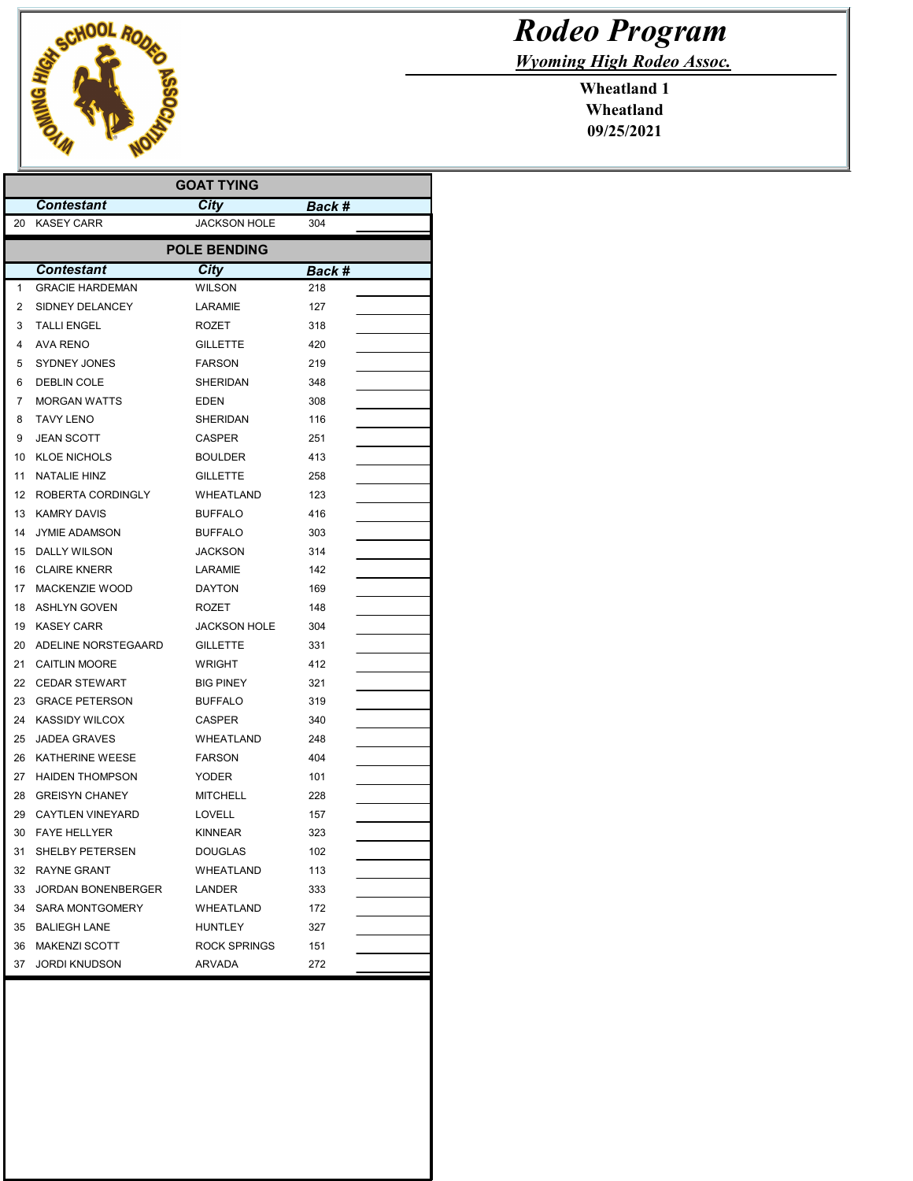# Rodeo Program

*Wyoming High Rodeo Assoc.*

**Wheatland 1**
**Wheatland**
**09/25/2021**

## GOAT TYING

| | Contestant | City | Back # | |
|---|---|---|---|---|
| 20 | KASEY CARR | JACKSON HOLE | 304 | |

## POLE BENDING

| | Contestant | City | Back # | |
|---|---|---|---|---|
| 1 | GRACIE HARDEMAN | WILSON | 218 | |
| 2 | SIDNEY DELANCEY | LARAMIE | 127 | |
| 3 | TALLI ENGEL | ROZET | 318 | |
| 4 | AVA RENO | GILLETTE | 420 | |
| 5 | SYDNEY JONES | FARSON | 219 | |
| 6 | DEBLIN COLE | SHERIDAN | 348 | |
| 7 | MORGAN WATTS | EDEN | 308 | |
| 8 | TAVY LENO | SHERIDAN | 116 | |
| 9 | JEAN SCOTT | CASPER | 251 | |
| 10 | KLOE NICHOLS | BOULDER | 413 | |
| 11 | NATALIE HINZ | GILLETTE | 258 | |
| 12 | ROBERTA CORDINGLY | WHEATLAND | 123 | |
| 13 | KAMRY DAVIS | BUFFALO | 416 | |
| 14 | JYMIE ADAMSON | BUFFALO | 303 | |
| 15 | DALLY WILSON | JACKSON | 314 | |
| 16 | CLAIRE KNERR | LARAMIE | 142 | |
| 17 | MACKENZIE WOOD | DAYTON | 169 | |
| 18 | ASHLYN GOVEN | ROZET | 148 | |
| 19 | KASEY CARR | JACKSON HOLE | 304 | |
| 20 | ADELINE NORSTEGAARD | GILLETTE | 331 | |
| 21 | CAITLIN MOORE | WRIGHT | 412 | |
| 22 | CEDAR STEWART | BIG PINEY | 321 | |
| 23 | GRACE PETERSON | BUFFALO | 319 | |
| 24 | KASSIDY WILCOX | CASPER | 340 | |
| 25 | JADEA GRAVES | WHEATLAND | 248 | |
| 26 | KATHERINE WEESE | FARSON | 404 | |
| 27 | HAIDEN THOMPSON | YODER | 101 | |
| 28 | GREISYN CHANEY | MITCHELL | 228 | |
| 29 | CAYTLEN VINEYARD | LOVELL | 157 | |
| 30 | FAYE HELLYER | KINNEAR | 323 | |
| 31 | SHELBY PETERSEN | DOUGLAS | 102 | |
| 32 | RAYNE GRANT | WHEATLAND | 113 | |
| 33 | JORDAN BONENBERGER | LANDER | 333 | |
| 34 | SARA MONTGOMERY | WHEATLAND | 172 | |
| 35 | BALIEGH LANE | HUNTLEY | 327 | |
| 36 | MAKENZI SCOTT | ROCK SPRINGS | 151 | |
| 37 | JORDI KNUDSON | ARVADA | 272 | |